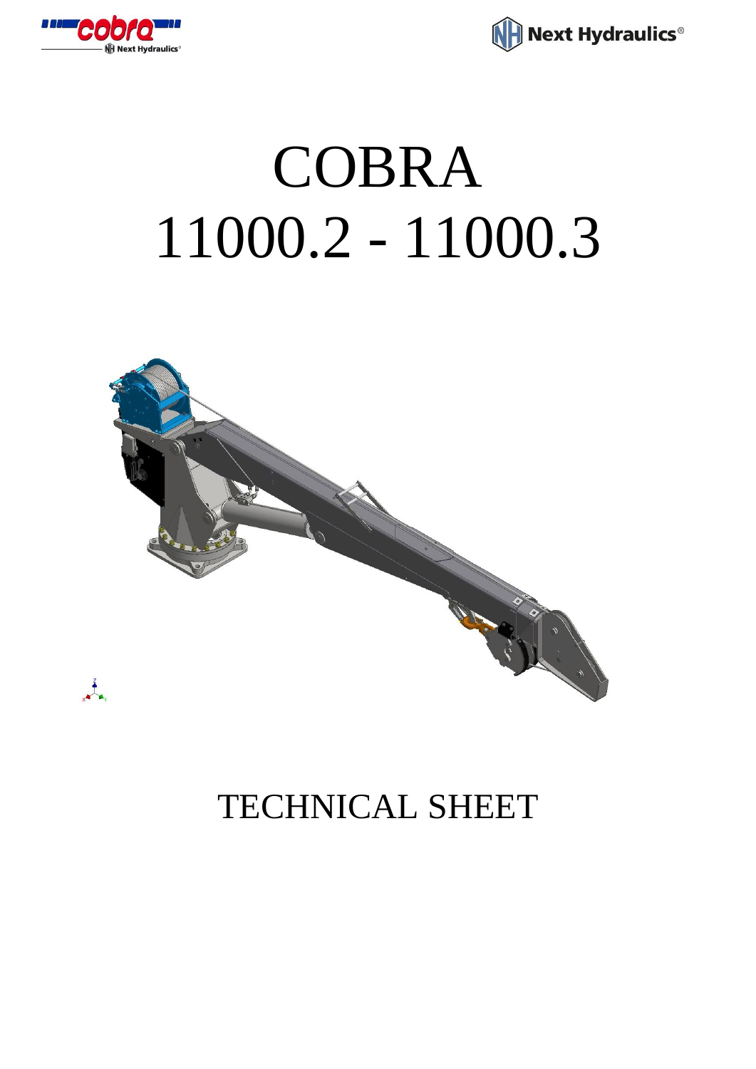# COBRA
# 11000.2 - 11000.3

## TECHNICAL SHEET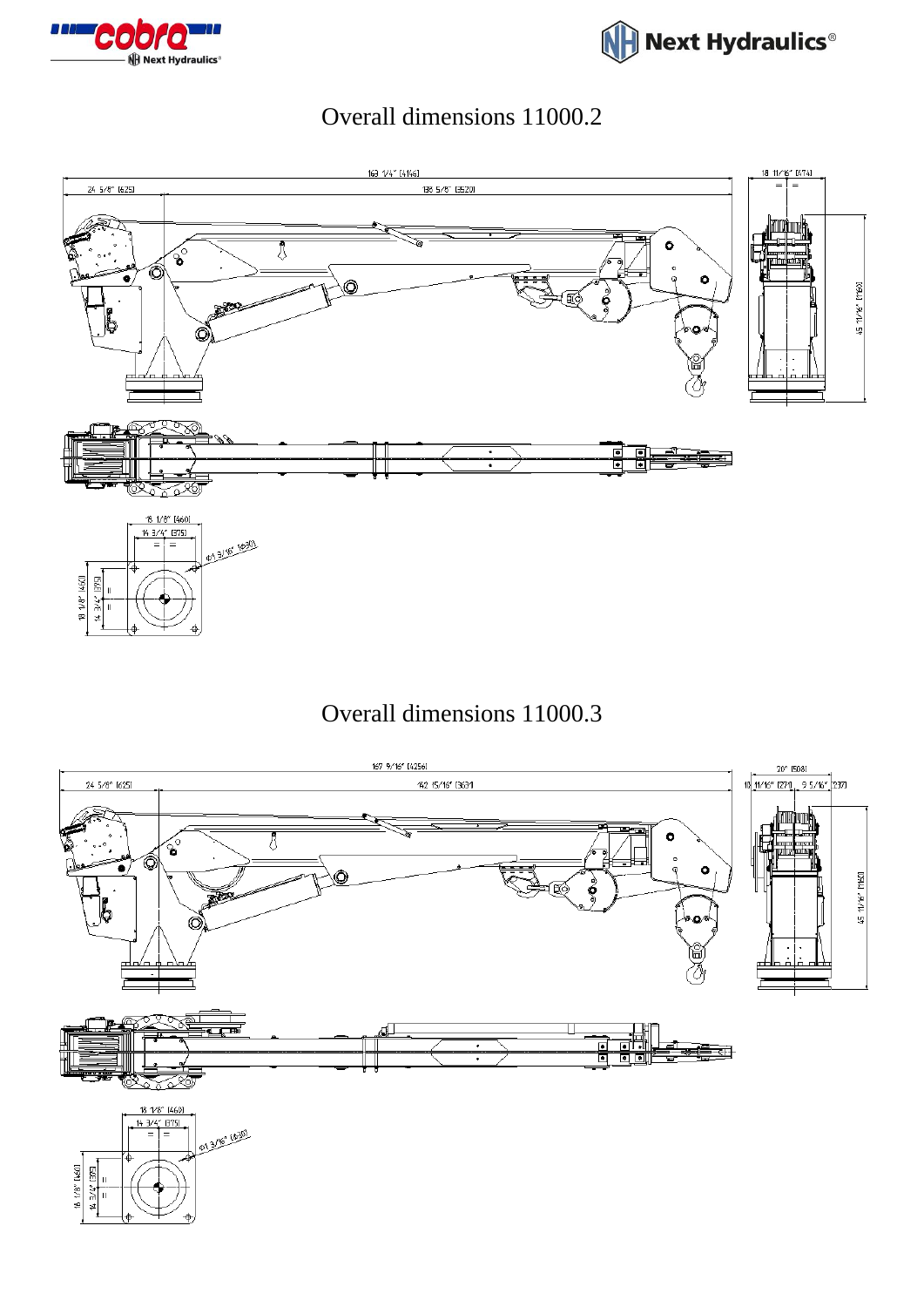# Overall dimensions 11000.2

163 1/4" [4146]

24 5/8" [625]

138 5/8" [3520]

18 11/16" [474]

45 11/16" [1160]

18 1/8" [460]

14 3/4" [375]

Ø1 3/16" [Ø30]

18 1/8" [460]

14 3/4" [375]

# Overall dimensions 11000.3

167 9/16" [4256]

24 5/8" [625]

142 15/16" [3631]

20" [508]

10 11/16" [271]

9 5/16" [237]

45 11/16" [1160]

18 1/8" [460]

14 3/4" [375]

Ø1 3/16" [Ø30]

18 1/8" [460]

14 3/4" [375]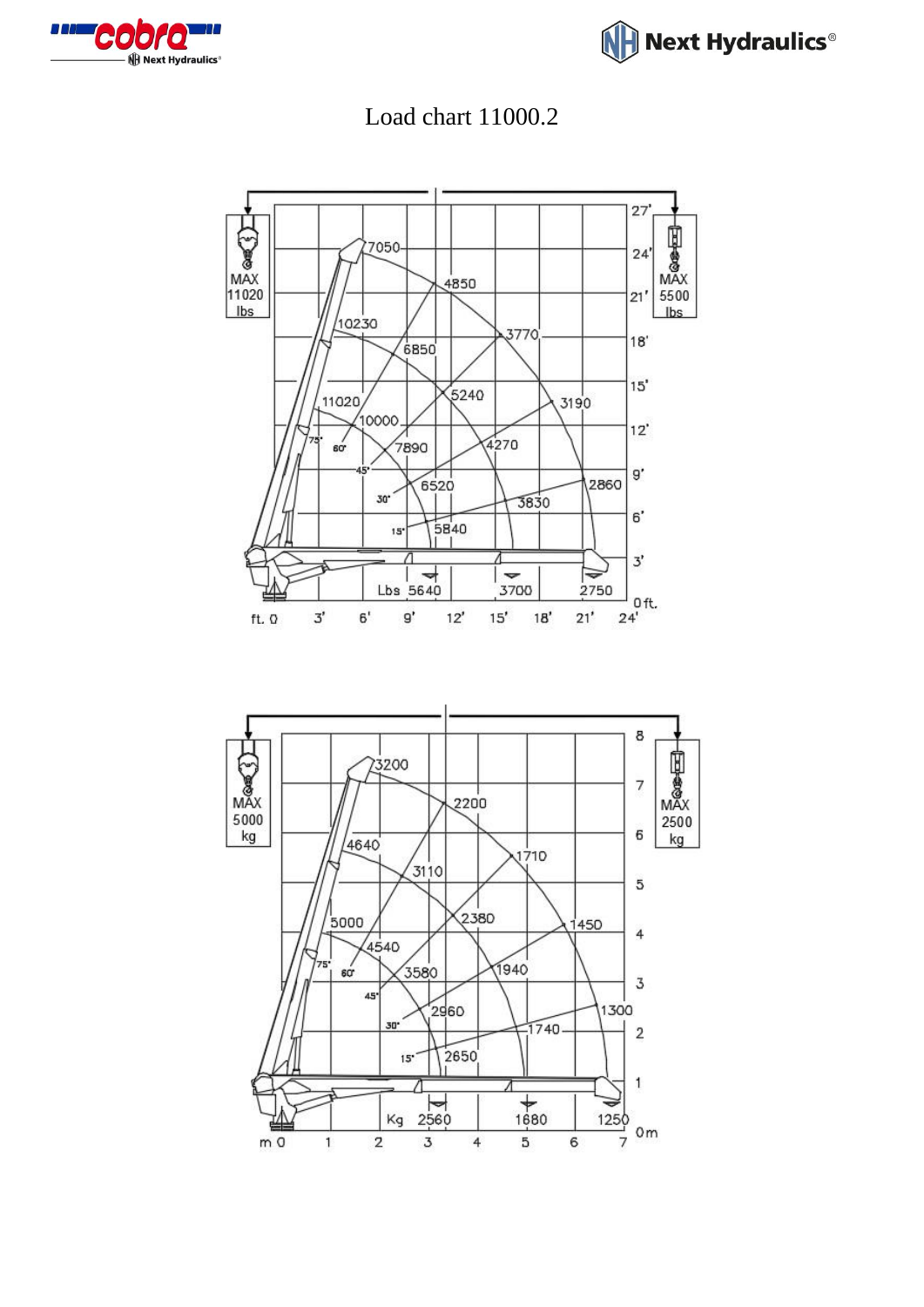# Load chart 11000.2

MAX 11020 lbs

MAX 5500 lbs

7050, 4850, 10230, 6850, 3770, 11020, 5240, 3190, 10000, 7890, 4270, 75°, 60°, 45°, 6520, 2860, 30°, 3830, 15°, 5840

Lbs 5640, 3700, 2750

ft. 0, 3', 6', 9', 12', 15', 18', 21', 24'

27', 24', 21', 18', 15', 12', 9', 6', 3', 0 ft.

MAX 5000 kg

MAX 2500 kg

3200, 2200, 4640, 3110, 1710, 5000, 2380, 1450, 4540, 75°, 60°, 3580, 1940, 45°, 2960, 1300, 30°, 1740, 15°, 2650

Kg 2560, 1680, 1250

m 0, 1, 2, 3, 4, 5, 6, 7

8, 7, 6, 5, 4, 3, 2, 1, 0 m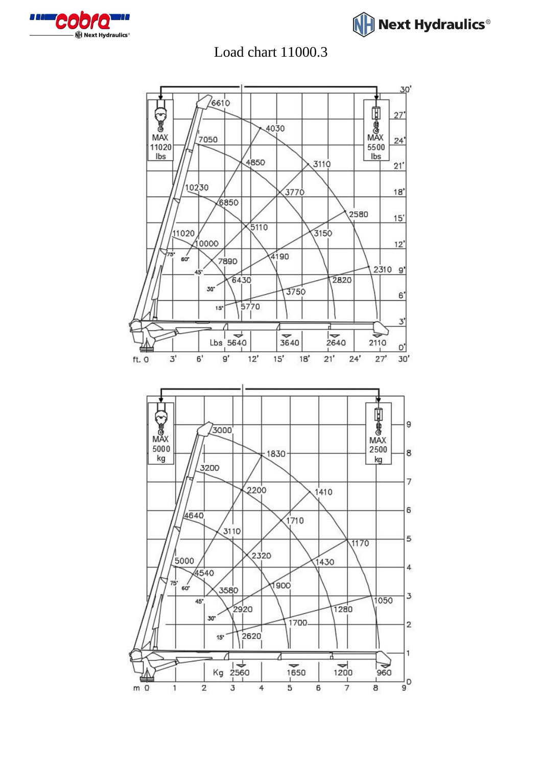# Load chart 11000.3

MAX 11020 lbs

MAX 5500 lbs

6610, 7050, 10230, 11020, 4030, 4850, 6850, 10000, 3110, 3770, 5110, 7890, 2580, 3150, 4190, 6430, 2310, 2820, 3750, 5770

75°, 60°, 45°, 30°, 15°

Lbs 5640, 3640, 2640, 2110

ft. 0, 3', 6', 9', 12', 15', 18', 21', 24', 27', 30'

0', 3', 6', 9', 12', 15', 18', 21', 24', 27', 30'

MAX 5000 kg

MAX 2500 kg

3000, 3200, 4640, 5000, 1830, 2200, 3110, 4540, 1410, 1710, 2320, 3580, 1170, 1430, 1900, 2920, 1050, 1280, 1700, 2620

75°, 60°, 45°, 30°, 15°

Kg 2560, 1650, 1200, 960

m 0, 1, 2, 3, 4, 5, 6, 7, 8, 9

0, 1, 2, 3, 4, 5, 6, 7, 8, 9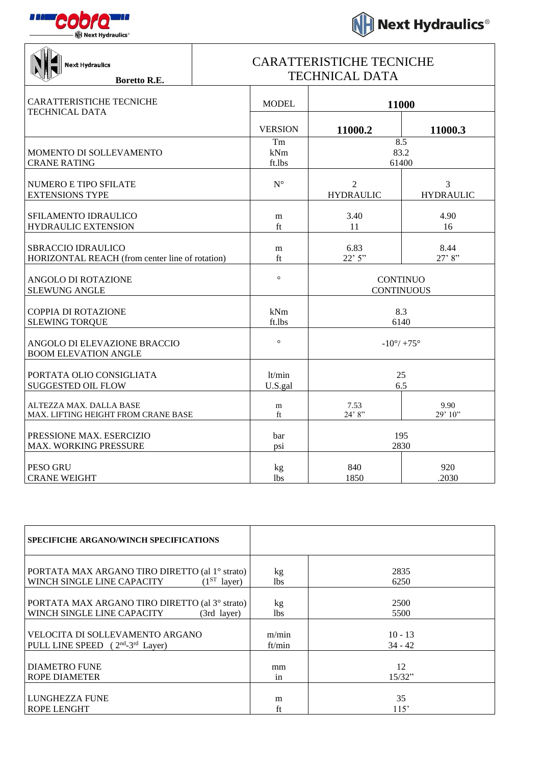Boretto R.E.

# CARATTERISTICHE TECNICHE
# TECHNICAL DATA

| CARATTERISTICHE TECNICHE TECHNICAL DATA | MODEL | 11000 | |
|---|---|---|---|
| | VERSION | **11000.2** | **11000.3** |
| MOMENTO DI SOLLEVAMENTO CRANE RATING | Tm kNm ft.lbs | 8.5 83.2 61400 | |
| NUMERO E TIPO SFILATE EXTENSIONS TYPE | N° | 2 HYDRAULIC | 3 HYDRAULIC |
| SFILAMENTO IDRAULICO HYDRAULIC EXTENSION | m ft | 3.40 11 | 4.90 16 |
| SBRACCIO IDRAULICO HORIZONTAL REACH (from center line of rotation) | m ft | 6.83 22' 5" | 8.44 27' 8" |
| ANGOLO DI ROTAZIONE SLEWUNG ANGLE | ° | CONTINUO CONTINUOUS | |
| COPPIA DI ROTAZIONE SLEWING TORQUE | kNm ft.lbs | 8.3 6140 | |
| ANGOLO DI ELEVAZIONE BRACCIO BOOM ELEVATION ANGLE | ° | -10°/ +75° | |
| PORTATA OLIO CONSIGLIATA SUGGESTED OIL FLOW | lt/min U.S.gal | 25 6.5 | |
| ALTEZZA MAX. DALLA BASE MAX. LIFTING HEIGHT FROM CRANE BASE | m ft | 7.53 24' 8" | 9.90 29' 10" |
| PRESSIONE MAX. ESERCIZIO MAX. WORKING PRESSURE | bar psi | 195 2830 | |
| PESO GRU CRANE WEIGHT | kg lbs | 840 1850 | 920 .2030 |

| **SPECIFICHE ARGANO/WINCH SPECIFICATIONS** | | |
|---|---|---|
| PORTATA MAX ARGANO TIRO DIRETTO (al 1° strato) WINCH SINGLE LINE CAPACITY (1ST layer) | kg lbs | 2835 6250 |
| PORTATA MAX ARGANO TIRO DIRETTO (al 3° strato) WINCH SINGLE LINE CAPACITY (3rd layer) | kg lbs | 2500 5500 |
| VELOCITA DI SOLLEVAMENTO ARGANO PULL LINE SPEED (2nd-3rd Layer) | m/min ft/min | 10 - 13 34 - 42 |
| DIAMETRO FUNE ROPE DIAMETER | mm in | 12 15/32" |
| LUNGHEZZA FUNE ROPE LENGHT | m ft | 35 115' |